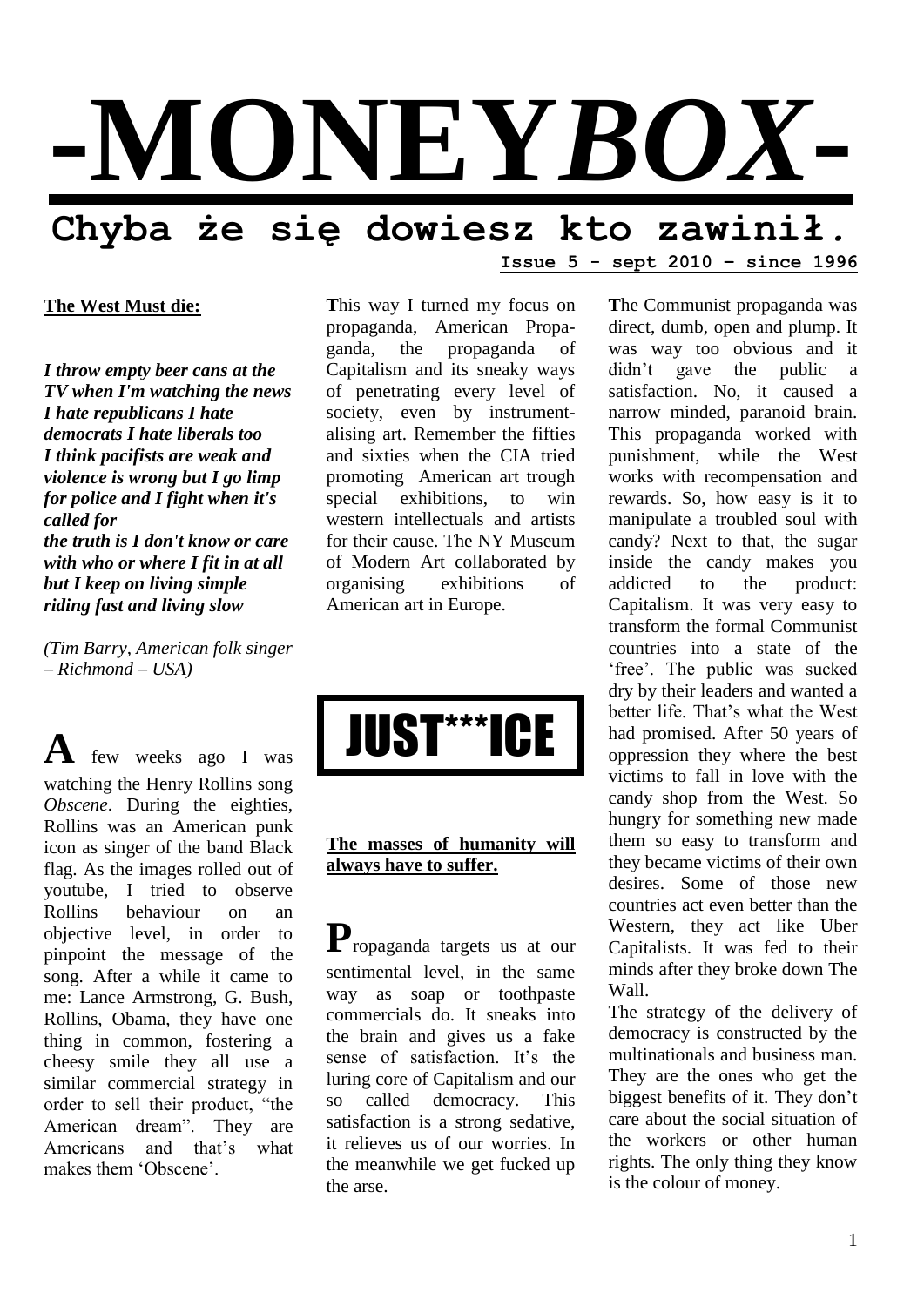# -MONEY*BOX*-

## Chyba że się dowiesz kto zawinił.

**Issue 5 - sept 2010 – since 1996**

**The West Must die:**

***I throw empty beer cans at the TV when I'm watching the news I hate republicans I hate democrats I hate liberals too I think pacifists are weak and violence is wrong but I go limp for police and I fight when it's called for***
***the truth is I don't know or care with who or where I fit in at all but I keep on living simple riding fast and living slow***

*(Tim Barry, American folk singer – Richmond – USA)*

**A** few weeks ago I was watching the Henry Rollins song *Obscene*. During the eighties, Rollins was an American punk icon as singer of the band Black flag. As the images rolled out of youtube, I tried to observe Rollins behaviour on an objective level, in order to pinpoint the message of the song. After a while it came to me: Lance Armstrong, G. Bush, Rollins, Obama, they have one thing in common, fostering a cheesy smile they all use a similar commercial strategy in order to sell their product, "the American dream". They are Americans and that's what makes them 'Obscene'.

**T**his way I turned my focus on propaganda, American Propaganda, the propaganda of Capitalism and its sneaky ways of penetrating every level of society, even by instrumentalising art. Remember the fifties and sixties when the CIA tried promoting American art trough special exhibitions, to win western intellectuals and artists for their cause. The NY Museum of Modern Art collaborated by organising exhibitions of American art in Europe.

## JUST***ICE

**The masses of humanity will always have to suffer.**

**P**ropaganda targets us at our sentimental level, in the same way as soap or toothpaste commercials do. It sneaks into the brain and gives us a fake sense of satisfaction. It's the luring core of Capitalism and our so called democracy. This satisfaction is a strong sedative, it relieves us of our worries. In the meanwhile we get fucked up the arse.

**T**he Communist propaganda was direct, dumb, open and plump. It was way too obvious and it didn't gave the public a satisfaction. No, it caused a narrow minded, paranoid brain. This propaganda worked with punishment, while the West works with recompensation and rewards. So, how easy is it to manipulate a troubled soul with candy? Next to that, the sugar inside the candy makes you addicted to the product: Capitalism. It was very easy to transform the formal Communist countries into a state of the 'free'. The public was sucked dry by their leaders and wanted a better life. That's what the West had promised. After 50 years of oppression they where the best victims to fall in love with the candy shop from the West. So hungry for something new made them so easy to transform and they became victims of their own desires. Some of those new countries act even better than the Western, they act like Uber Capitalists. It was fed to their minds after they broke down The Wall.

The strategy of the delivery of democracy is constructed by the multinationals and business man. They are the ones who get the biggest benefits of it. They don't care about the social situation of the workers or other human rights. The only thing they know is the colour of money.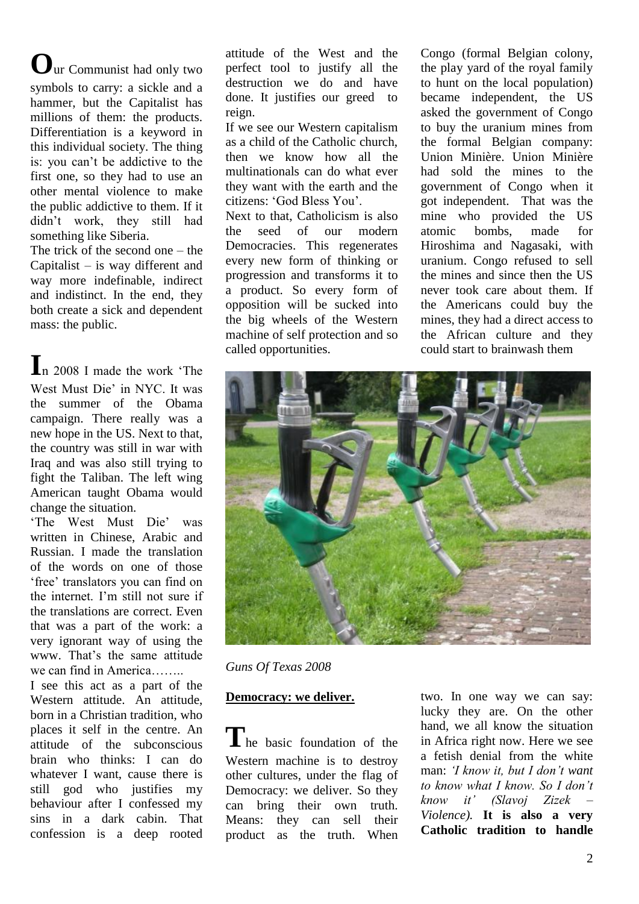Our Communist had only two symbols to carry: a sickle and a hammer, but the Capitalist has millions of them: the products. Differentiation is a keyword in this individual society. The thing is: you can't be addictive to the first one, so they had to use an other mental violence to make the public addictive to them. If it didn't work, they still had something like Siberia.

The trick of the second one – the Capitalist – is way different and way more indefinable, indirect and indistinct. In the end, they both create a sick and dependent mass: the public.

In 2008 I made the work 'The West Must Die' in NYC. It was the summer of the Obama campaign. There really was a new hope in the US. Next to that, the country was still in war with Iraq and was also still trying to fight the Taliban. The left wing American taught Obama would change the situation.

'The West Must Die' was written in Chinese, Arabic and Russian. I made the translation of the words on one of those 'free' translators you can find on the internet. I'm still not sure if the translations are correct. Even that was a part of the work: a very ignorant way of using the www. That's the same attitude we can find in America……..

I see this act as a part of the Western attitude. An attitude, born in a Christian tradition, who places it self in the centre. An attitude of the subconscious brain who thinks: I can do whatever I want, cause there is still god who justifies my behaviour after I confessed my sins in a dark cabin. That confession is a deep rooted attitude of the West and the perfect tool to justify all the destruction we do and have done. It justifies our greed to reign.

If we see our Western capitalism as a child of the Catholic church, then we know how all the multinationals can do what ever they want with the earth and the citizens: 'God Bless You'.

Next to that, Catholicism is also the seed of our modern Democracies. This regenerates every new form of thinking or progression and transforms it to a product. So every form of opposition will be sucked into the big wheels of the Western machine of self protection and so called opportunities.

*Guns Of Texas 2008*

**Democracy: we deliver.**

The basic foundation of the Western machine is to destroy other cultures, under the flag of Democracy: we deliver. So they can bring their own truth. Means: they can sell their product as the truth. When Congo (formal Belgian colony, the play yard of the royal family to hunt on the local population) became independent, the US asked the government of Congo to buy the uranium mines from the formal Belgian company: Union Minière. Union Minière had sold the mines to the government of Congo when it got independent. That was the mine who provided the US atomic bombs, made for Hiroshima and Nagasaki, with uranium. Congo refused to sell the mines and since then the US never took care about them. If the Americans could buy the mines, they had a direct access to the African culture and they could start to brainwash them two. In one way we can say: lucky they are. On the other hand, we all know the situation in Africa right now. Here we see a fetish denial from the white man: *'I know it, but I don't want to know what I know. So I don't know it' (Slavoj Zizek – Violence).* **It is also a very Catholic tradition to handle**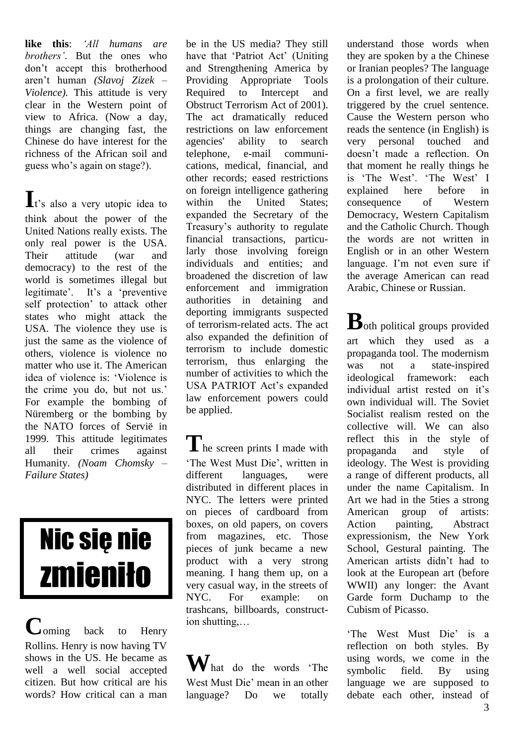**like this**: *'All humans are brothers'*. But the ones who don't accept this brotherhood aren't human *(Slavoj Zizek – Violence)*. This attitude is very clear in the Western point of view to Africa. (Now a day, things are changing fast, the Chinese do have interest for the richness of the African soil and guess who's again on stage?).

It's also a very utopic idea to think about the power of the United Nations really exists. The only real power is the USA. Their attitude (war and democracy) to the rest of the world is sometimes illegal but legitimate'. It's a 'preventive self protection' to attack other states who might attack the USA. The violence they use is just the same as the violence of others, violence is violence no matter who use it. The American idea of violence is: 'Violence is the crime you do, but not us.' For example the bombing of Nüremberg or the bombing by the NATO forces of Servië in 1999. This attitude legitimates all their crimes against Humanity. *(Noam Chomsky – Failure States)*

**Nic się nie zmieniło**

Coming back to Henry Rollins. Henry is now having TV shows in the US. He became as well a well social accepted citizen. But how critical are his words? How critical can a man be in the US media? They still have that 'Patriot Act' (Uniting and Strengthening America by Providing Appropriate Tools Required to Intercept and Obstruct Terrorism Act of 2001). The act dramatically reduced restrictions on law enforcement agencies' ability to search telephone, e-mail communications, medical, financial, and other records; eased restrictions on foreign intelligence gathering within the United States; expanded the Secretary of the Treasury's authority to regulate financial transactions, particularly those involving foreign individuals and entities; and broadened the discretion of law enforcement and immigration authorities in detaining and deporting immigrants suspected of terrorism-related acts. The act also expanded the definition of terrorism to include domestic terrorism, thus enlarging the number of activities to which the USA PATRIOT Act's expanded law enforcement powers could be applied.

The screen prints I made with 'The West Must Die', written in different languages, were distributed in different places in NYC. The letters were printed on pieces of cardboard from boxes, on old papers, on covers from magazines, etc. Those pieces of junk became a new product with a very strong meaning. I hang them up, on a very casual way, in the streets of NYC. For example: on trashcans, billboards, construction shutting,…

What do the words 'The West Must Die' mean in an other language? Do we totally understand those words when they are spoken by a the Chinese or Iranian peoples? The language is a prolongation of their culture. On a first level, we are really triggered by the cruel sentence. Cause the Western person who reads the sentence (in English) is very personal touched and doesn't made a reflection. On that moment he really things he is 'The West'. 'The West' I explained here before in consequence of Western Democracy, Western Capitalism and the Catholic Church. Though the words are not written in English or in an other Western language. I'm not even sure if the average American can read Arabic, Chinese or Russian.

Both political groups provided art which they used as a propaganda tool. The modernism was not a state-inspired ideological framework: each individual artist rested on it's own individual will. The Soviet Socialist realism rested on the collective will. We can also reflect this in the style of propaganda and style of ideology. The West is providing a range of different products, all under the name Capitalism. In Art we had in the 5ties a strong American group of artists: Action painting, Abstract expressionism, the New York School, Gestural painting. The American artists didn't had to look at the European art (before WWII) any longer: the Avant Garde form Duchamp to the Cubism of Picasso.

'The West Must Die' is a reflection on both styles. By using words, we come in the symbolic field. By using language we are supposed to debate each other, instead of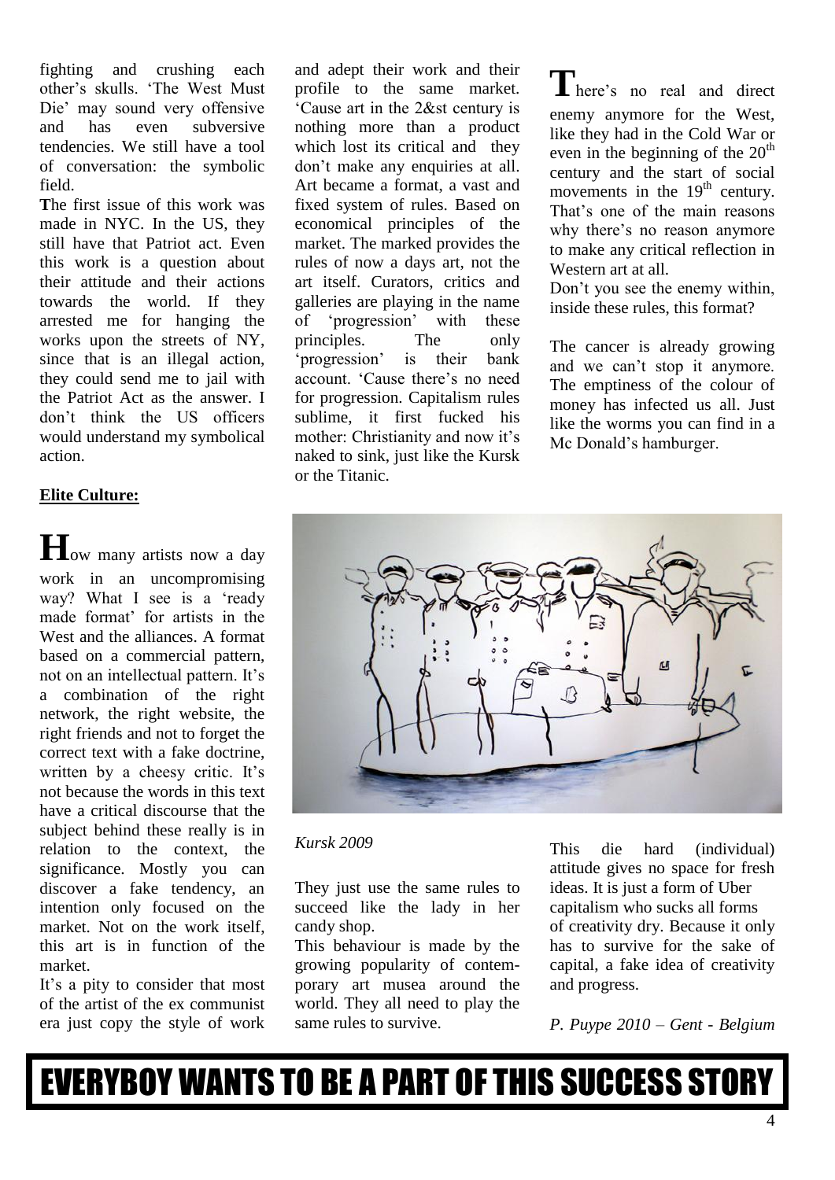fighting and crushing each other's skulls. 'The West Must Die' may sound very offensive and has even subversive tendencies. We still have a tool of conversation: the symbolic field.

The first issue of this work was made in NYC. In the US, they still have that Patriot act. Even this work is a question about their attitude and their actions towards the world. If they arrested me for hanging the works upon the streets of NY, since that is an illegal action, they could send me to jail with the Patriot Act as the answer. I don't think the US officers would understand my symbolical action.

**Elite Culture:**

How many artists now a day work in an uncompromising way? What I see is a 'ready made format' for artists in the West and the alliances. A format based on a commercial pattern, not on an intellectual pattern. It's a combination of the right network, the right website, the right friends and not to forget the correct text with a fake doctrine, written by a cheesy critic. It's not because the words in this text have a critical discourse that the subject behind these really is in relation to the context, the significance. Mostly you can discover a fake tendency, an intention only focused on the market. Not on the work itself, this art is in function of the market.

It's a pity to consider that most of the artist of the ex communist era just copy the style of work and adept their work and their profile to the same market. 'Cause art in the 2&st century is nothing more than a product which lost its critical and they don't make any enquiries at all. Art became a format, a vast and fixed system of rules. Based on economical principles of the market. The marked provides the rules of now a days art, not the art itself. Curators, critics and galleries are playing in the name of 'progression' with these principles. The only 'progression' is their bank account. 'Cause there's no need for progression. Capitalism rules sublime, it first fucked his mother: Christianity and now it's naked to sink, just like the Kursk or the Titanic.

There's no real and direct enemy anymore for the West, like they had in the Cold War or even in the beginning of the 20th century and the start of social movements in the 19th century. That's one of the main reasons why there's no reason anymore to make any critical reflection in Western art at all.

Don't you see the enemy within, inside these rules, this format?

The cancer is already growing and we can't stop it anymore. The emptiness of the colour of money has infected us all. Just like the worms you can find in a Mc Donald's hamburger.

*Kursk 2009*

They just use the same rules to succeed like the lady in her candy shop.

This behaviour is made by the growing popularity of contemporary art musea around the world. They all need to play the same rules to survive.

This die hard (individual) attitude gives no space for fresh ideas. It is just a form of Uber capitalism who sucks all forms of creativity dry. Because it only has to survive for the sake of capital, a fake idea of creativity and progress.

*P. Puype 2010 – Gent - Belgium*

# EVERYBOY WANTS TO BE A PART OF THIS SUCCESS STORY